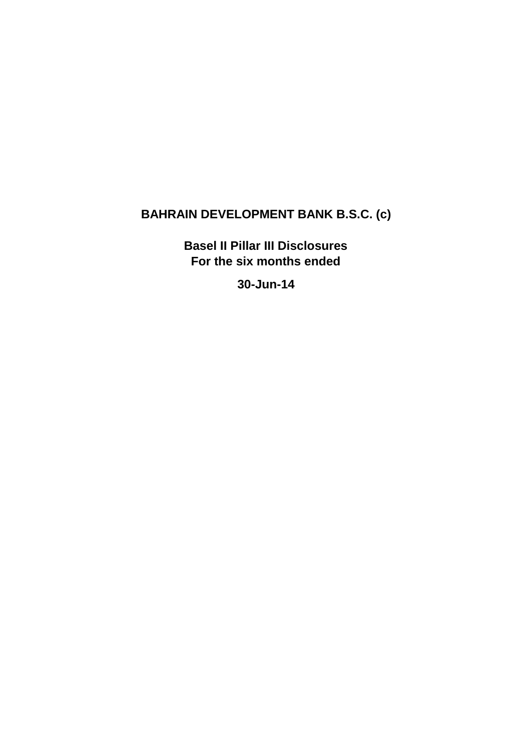# BAHRAIN DEVELOPMENT BANK B.S.C. (c)

## Basel II Pillar III Disclosures
## For the six months ended

## 30-Jun-14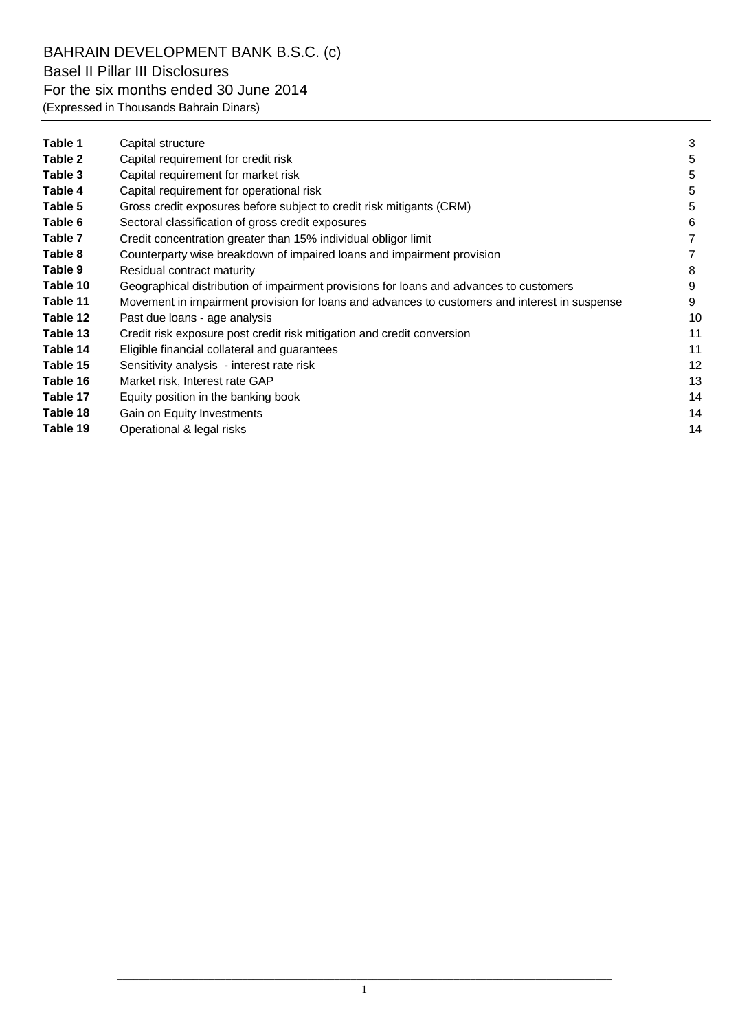BAHRAIN DEVELOPMENT BANK B.S.C. (c)

Basel II Pillar III Disclosures

For the six months ended 30 June 2014

(Expressed in Thousands Bahrain Dinars)

| | | |
|---|---|---|
| **Table 1** | Capital structure | 3 |
| **Table 2** | Capital requirement for credit risk | 5 |
| **Table 3** | Capital requirement for market risk | 5 |
| **Table 4** | Capital requirement for operational risk | 5 |
| **Table 5** | Gross credit exposures before subject to credit risk mitigants (CRM) | 5 |
| **Table 6** | Sectoral classification of gross credit exposures | 6 |
| **Table 7** | Credit concentration greater than 15% individual obligor limit | 7 |
| **Table 8** | Counterparty wise breakdown of impaired loans and impairment provision | 7 |
| **Table 9** | Residual contract maturity | 8 |
| **Table 10** | Geographical distribution of impairment provisions for loans and advances to customers | 9 |
| **Table 11** | Movement in impairment provision for loans and advances to customers and interest in suspense | 9 |
| **Table 12** | Past due loans - age analysis | 10 |
| **Table 13** | Credit risk exposure post credit risk mitigation and credit conversion | 11 |
| **Table 14** | Eligible financial collateral and guarantees | 11 |
| **Table 15** | Sensitivity analysis - interest rate risk | 12 |
| **Table 16** | Market risk, Interest rate GAP | 13 |
| **Table 17** | Equity position in the banking book | 14 |
| **Table 18** | Gain on Equity Investments | 14 |
| **Table 19** | Operational & legal risks | 14 |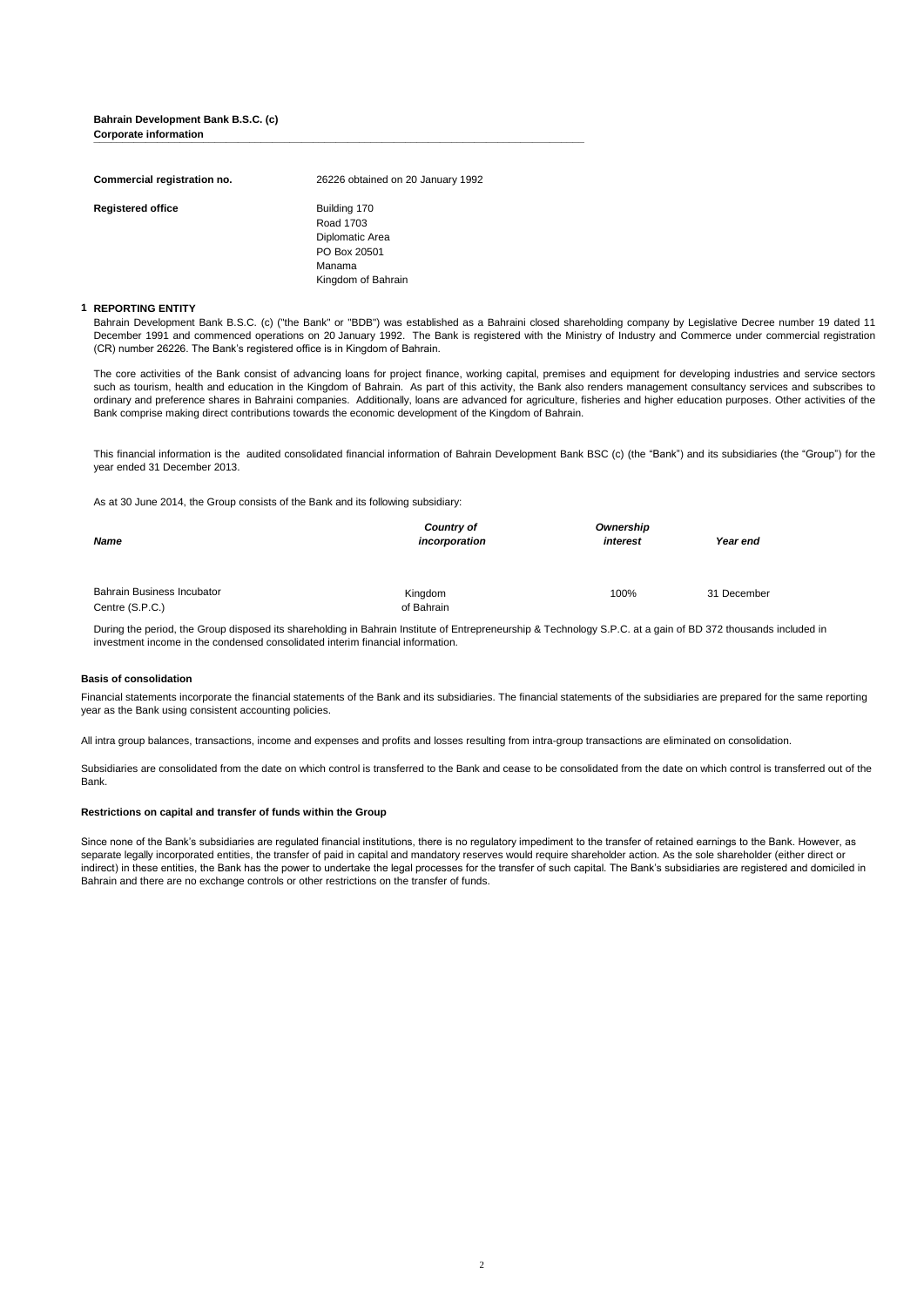**Bahrain Development Bank B.S.C. (c)**
**Corporate information**

| | |
|---|---|
| **Commercial registration no.** | 26226 obtained on 20 January 1992 |
| **Registered office** | Building 170<br>Road 1703<br>Diplomatic Area<br>PO Box 20501<br>Manama<br>Kingdom of Bahrain |

## 1 REPORTING ENTITY

Bahrain Development Bank B.S.C. (c) ("the Bank" or "BDB") was established as a Bahraini closed shareholding company by Legislative Decree number 19 dated 11 December 1991 and commenced operations on 20 January 1992. The Bank is registered with the Ministry of Industry and Commerce under commercial registration (CR) number 26226. The Bank's registered office is in Kingdom of Bahrain.

The core activities of the Bank consist of advancing loans for project finance, working capital, premises and equipment for developing industries and service sectors such as tourism, health and education in the Kingdom of Bahrain. As part of this activity, the Bank also renders management consultancy services and subscribes to ordinary and preference shares in Bahraini companies. Additionally, loans are advanced for agriculture, fisheries and higher education purposes. Other activities of the Bank comprise making direct contributions towards the economic development of the Kingdom of Bahrain.

This financial information is the audited consolidated financial information of Bahrain Development Bank BSC (c) (the "Bank") and its subsidiaries (the "Group") for the year ended 31 December 2013.

As at 30 June 2014, the Group consists of the Bank and its following subsidiary:

| *Name* | *Country of incorporation* | *Ownership interest* | *Year end* |
|---|---|---|---|
| Bahrain Business Incubator Centre (S.P.C.) | Kingdom of Bahrain | 100% | 31 December |

During the period, the Group disposed its shareholding in Bahrain Institute of Entrepreneurship & Technology S.P.C. at a gain of BD 372 thousands included in investment income in the condensed consolidated interim financial information.

### Basis of consolidation

Financial statements incorporate the financial statements of the Bank and its subsidiaries. The financial statements of the subsidiaries are prepared for the same reporting year as the Bank using consistent accounting policies.

All intra group balances, transactions, income and expenses and profits and losses resulting from intra-group transactions are eliminated on consolidation.

Subsidiaries are consolidated from the date on which control is transferred to the Bank and cease to be consolidated from the date on which control is transferred out of the Bank.

### Restrictions on capital and transfer of funds within the Group

Since none of the Bank's subsidiaries are regulated financial institutions, there is no regulatory impediment to the transfer of retained earnings to the Bank. However, as separate legally incorporated entities, the transfer of paid in capital and mandatory reserves would require shareholder action. As the sole shareholder (either direct or indirect) in these entities, the Bank has the power to undertake the legal processes for the transfer of such capital. The Bank's subsidiaries are registered and domiciled in Bahrain and there are no exchange controls or other restrictions on the transfer of funds.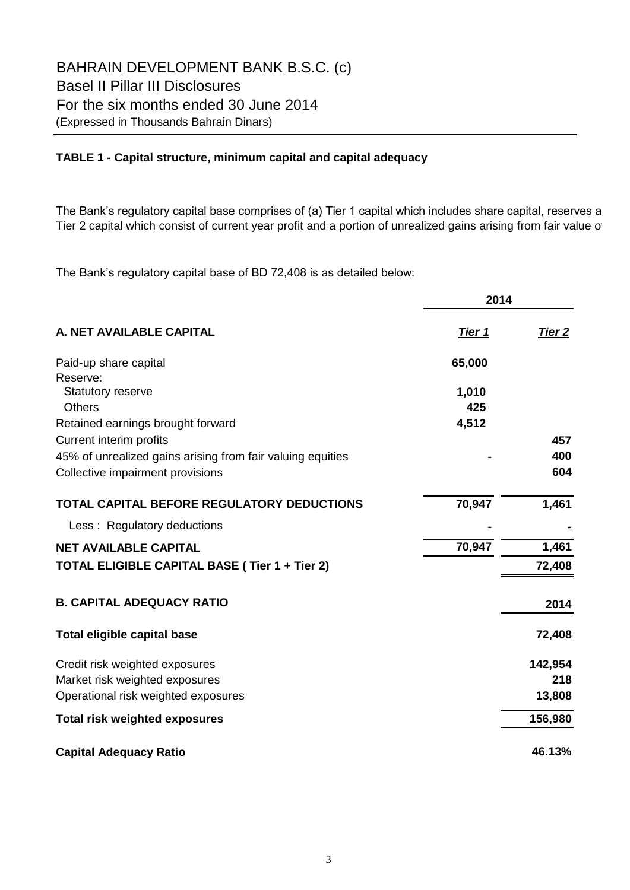# BAHRAIN DEVELOPMENT BANK B.S.C. (c)

## Basel II Pillar III Disclosures

## For the six months ended 30 June 2014

(Expressed in Thousands Bahrain Dinars)

### TABLE 1 - Capital structure, minimum capital and capital adequacy

The Bank's regulatory capital base comprises of (a) Tier 1 capital which includes share capital, reserves a
Tier 2 capital which consist of current year profit and a portion of unrealized gains arising from fair value o

The Bank's regulatory capital base of BD 72,408 is as detailed below:

| | 2014 | |
|---|---|---|
| **A. NET AVAILABLE CAPITAL** | ***Tier 1*** | ***Tier 2*** |
| Paid-up share capital | **65,000** | |
| Reserve: | | |
| Statutory reserve | **1,010** | |
| Others | **425** | |
| Retained earnings brought forward | **4,512** | |
| Current interim profits | | **457** |
| 45% of unrealized gains arising from fair valuing equities | **-** | **400** |
| Collective impairment provisions | | **604** |
| **TOTAL CAPITAL BEFORE REGULATORY DEDUCTIONS** | **70,947** | **1,461** |
| Less : Regulatory deductions | **-** | **-** |
| **NET AVAILABLE CAPITAL** | **70,947** | **1,461** |
| **TOTAL ELIGIBLE CAPITAL BASE ( Tier 1 + Tier 2)** | | **72,408** |

| **B. CAPITAL ADEQUACY RATIO** | **2014** |
|---|---|
| **Total eligible capital base** | **72,408** |
| Credit risk weighted exposures | **142,954** |
| Market risk weighted exposures | **218** |
| Operational risk weighted exposures | **13,808** |
| **Total risk weighted exposures** | **156,980** |
| **Capital Adequacy Ratio** | **46.13%** |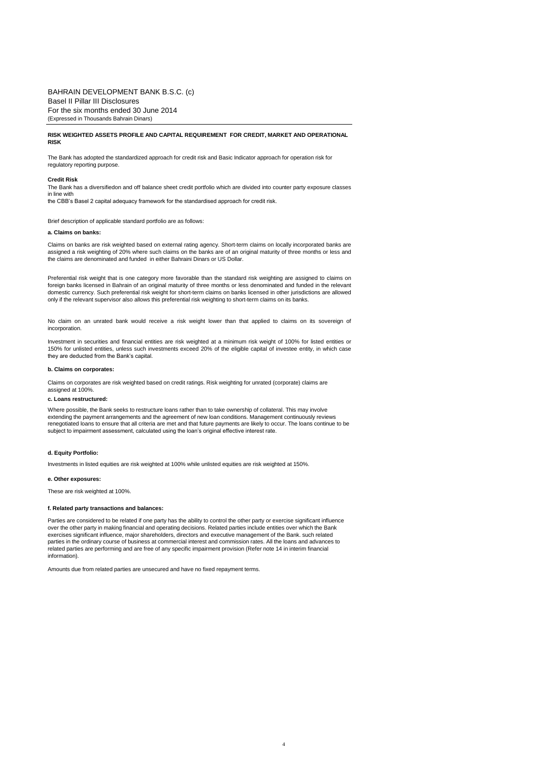# RISK WEIGHTED ASSETS PROFILE AND CAPITAL REQUIREMENT FOR CREDIT, MARKET AND OPERATIONAL RISK

The Bank has adopted the standardized approach for credit risk and Basic Indicator approach for operation risk for regulatory reporting purpose.

## Credit Risk

The Bank has a diversifiedon and off balance sheet credit portfolio which are divided into counter party exposure classes in line with
the CBB's Basel 2 capital adequacy framework for the standardised approach for credit risk.

Brief description of applicable standard portfolio are as follows:

### a. Claims on banks:

Claims on banks are risk weighted based on external rating agency. Short-term claims on locally incorporated banks are assigned a risk weighting of 20% where such claims on the banks are of an original maturity of three months or less and the claims are denominated and funded in either Bahraini Dinars or US Dollar.

Preferential risk weight that is one category more favorable than the standard risk weighting are assigned to claims on foreign banks licensed in Bahrain of an original maturity of three months or less denominated and funded in the relevant domestic currency. Such preferential risk weight for short-term claims on banks licensed in other jurisdictions are allowed only if the relevant supervisor also allows this preferential risk weighting to short-term claims on its banks.

No claim on an unrated bank would receive a risk weight lower than that applied to claims on its sovereign of incorporation.

Investment in securities and financial entities are risk weighted at a minimum risk weight of 100% for listed entities or 150% for unlisted entities, unless such investments exceed 20% of the eligible capital of investee entity, in which case they are deducted from the Bank's capital.

### b. Claims on corporates:

Claims on corporates are risk weighted based on credit ratings. Risk weighting for unrated (corporate) claims are assigned at 100%.

### c. Loans restructured:

Where possible, the Bank seeks to restructure loans rather than to take ownership of collateral. This may involve extending the payment arrangements and the agreement of new loan conditions. Management continuously reviews renegotiated loans to ensure that all criteria are met and that future payments are likely to occur. The loans continue to be subject to impairment assessment, calculated using the loan's original effective interest rate.

### d. Equity Portfolio:

Investments in listed equities are risk weighted at 100% while unlisted equities are risk weighted at 150%.

### e. Other exposures:

These are risk weighted at 100%.

### f. Related party transactions and balances:

Parties are considered to be related if one party has the ability to control the other party or exercise significant influence over the other party in making financial and operating decisions. Related parties include entities over which the Bank exercises significant influence, major shareholders, directors and executive management of the Bank. such related parties in the ordinary course of business at commercial interest and commission rates. All the loans and advances to related parties are performing and are free of any specific impairment provision (Refer note 14 in interim financial information).

Amounts due from related parties are unsecured and have no fixed repayment terms.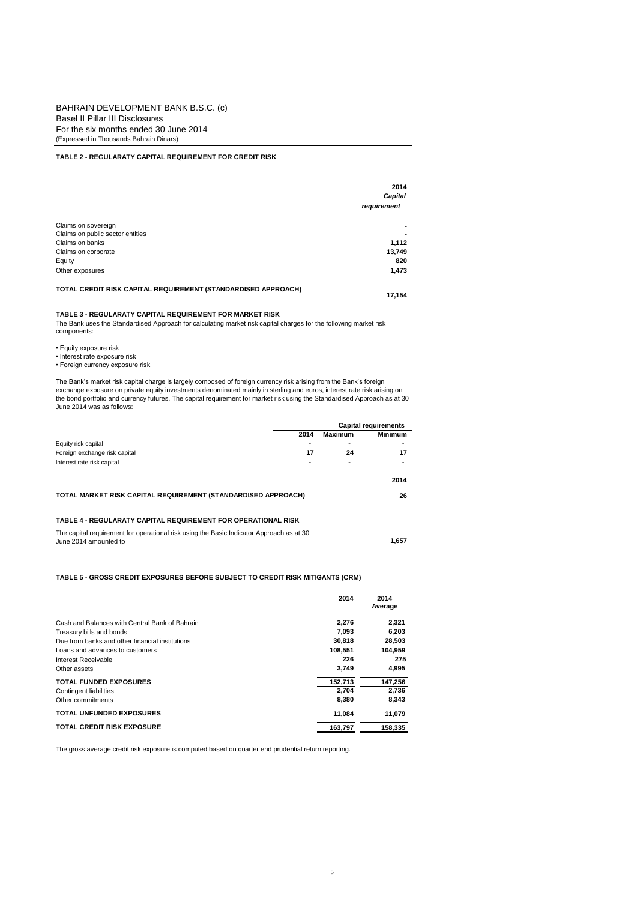BAHRAIN DEVELOPMENT BANK B.S.C. (c)
Basel II Pillar III Disclosures
For the six months ended 30 June 2014
(Expressed in Thousands Bahrain Dinars)

### TABLE 2 - REGULARATY CAPITAL REQUIREMENT FOR CREDIT RISK

| | 2014 *Capital requirement* |
|---|---|
| Claims on sovereign | - |
| Claims on public sector entities | - |
| Claims on banks | 1,112 |
| Claims on corporate | 13,749 |
| Equity | 820 |
| Other exposures | 1,473 |
| **TOTAL CREDIT RISK CAPITAL REQUIREMENT (STANDARDISED APPROACH)** | **17,154** |

### TABLE 3 - REGULARATY CAPITAL REQUIREMENT FOR MARKET RISK

The Bank uses the Standardised Approach for calculating market risk capital charges for the following market risk components:

- Equity exposure risk
- Interest rate exposure risk
- Foreign currency exposure risk

The Bank's market risk capital charge is largely composed of foreign currency risk arising from the Bank's foreign exchange exposure on private equity investments denominated mainly in sterling and euros, interest rate risk arising on the bond portfolio and currency futures. The capital requirement for market risk using the Standardised Approach as at 30 June 2014 was as follows:

| | | Capital requirements | |
|---|---|---|---|
| | 2014 | Maximum | Minimum |
| Equity risk capital | - | - | - |
| Foreign exchange risk capital | 17 | 24 | 17 |
| Interest rate risk capital | - | - | - |

| | 2014 |
|---|---|
| **TOTAL MARKET RISK CAPITAL REQUIREMENT (STANDARDISED APPROACH)** | **26** |

### TABLE 4 - REGULARATY CAPITAL REQUIREMENT FOR OPERATIONAL RISK

| | |
|---|---|
| The capital requirement for operational risk using the Basic Indicator Approach as at 30 June 2014 amounted to | **1,657** |

### TABLE 5 - GROSS CREDIT EXPOSURES BEFORE SUBJECT TO CREDIT RISK MITIGANTS (CRM)

| | 2014 | 2014 Average |
|---|---|---|
| Cash and Balances with Central Bank of Bahrain | 2,276 | 2,321 |
| Treasury bills and bonds | 7,093 | 6,203 |
| Due from banks and other financial institutions | 30,818 | 28,503 |
| Loans and advances to customers | 108,551 | 104,959 |
| Interest Receivable | 226 | 275 |
| Other assets | 3,749 | 4,995 |
| **TOTAL FUNDED EXPOSURES** | **152,713** | **147,256** |
| Contingent liabilities | 2,704 | 2,736 |
| Other commitments | 8,380 | 8,343 |
| **TOTAL UNFUNDED EXPOSURES** | **11,084** | **11,079** |
| **TOTAL CREDIT RISK EXPOSURE** | **163,797** | **158,335** |

The gross average credit risk exposure is computed based on quarter end prudential return reporting.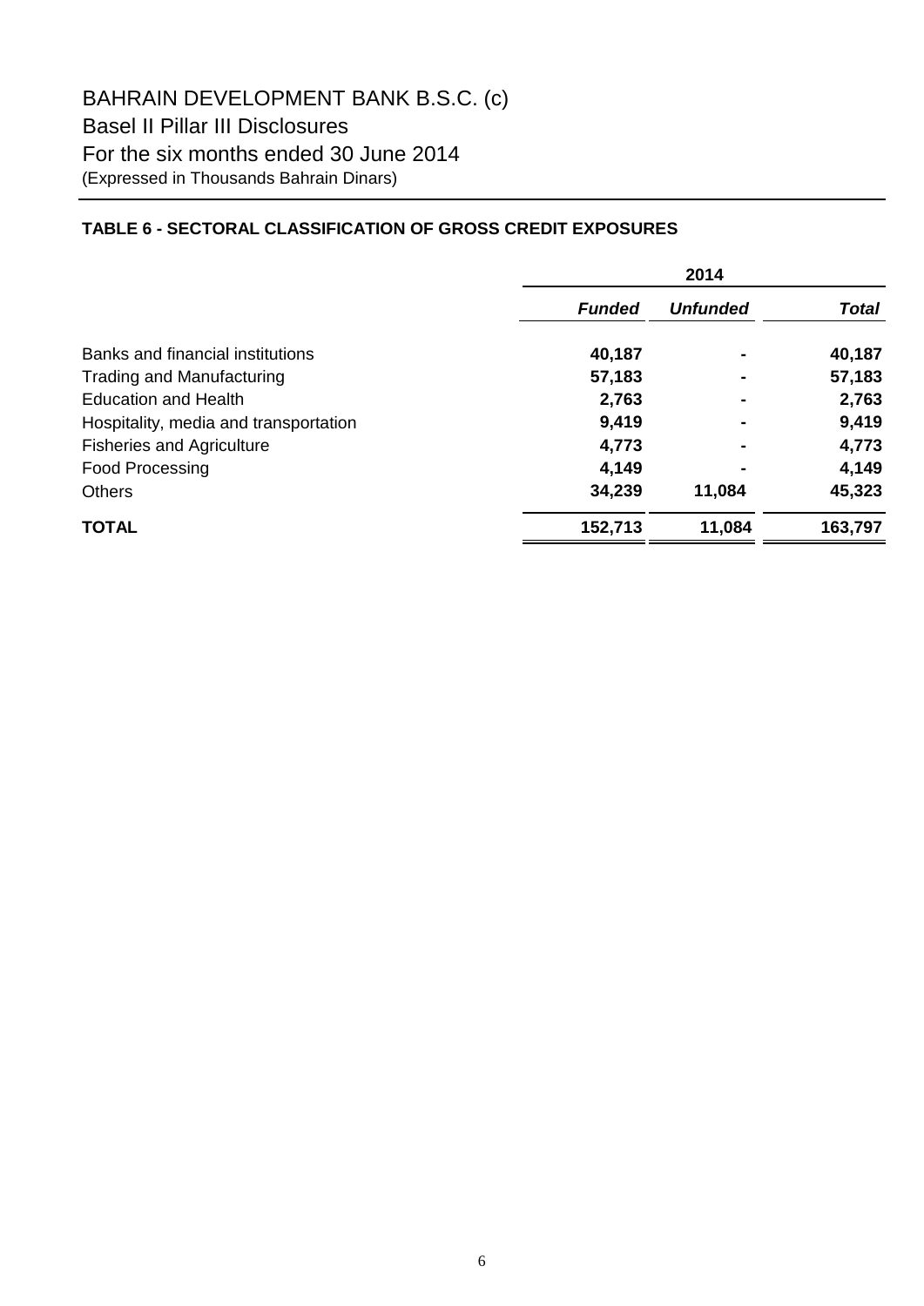# BAHRAIN DEVELOPMENT BANK B.S.C. (c)

## Basel II Pillar III Disclosures

## For the six months ended 30 June 2014

(Expressed in Thousands Bahrain Dinars)

### TABLE 6 - SECTORAL CLASSIFICATION OF GROSS CREDIT EXPOSURES

| | 2014 | | |
|---|---|---|---|
| | ***Funded*** | ***Unfunded*** | ***Total*** |
| Banks and financial institutions | **40,187** | **-** | **40,187** |
| Trading and Manufacturing | **57,183** | **-** | **57,183** |
| Education and Health | **2,763** | **-** | **2,763** |
| Hospitality, media and transportation | **9,419** | **-** | **9,419** |
| Fisheries and Agriculture | **4,773** | **-** | **4,773** |
| Food Processing | **4,149** | **-** | **4,149** |
| Others | **34,239** | **11,084** | **45,323** |
| **TOTAL** | **152,713** | **11,084** | **163,797** |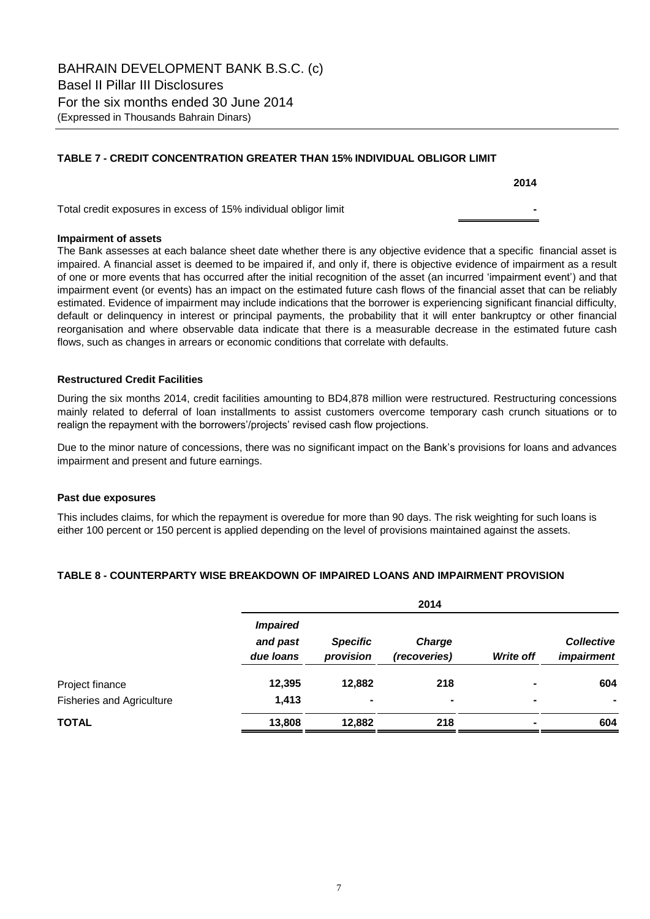BAHRAIN DEVELOPMENT BANK B.S.C. (c)
Basel II Pillar III Disclosures
For the six months ended 30 June 2014
(Expressed in Thousands Bahrain Dinars)

### TABLE 7 - CREDIT CONCENTRATION GREATER THAN 15% INDIVIDUAL OBLIGOR LIMIT

| | 2014 |
|---|---|
| Total credit exposures in excess of 15% individual obligor limit | - |

**Impairment of assets**

The Bank assesses at each balance sheet date whether there is any objective evidence that a specific financial asset is impaired. A financial asset is deemed to be impaired if, and only if, there is objective evidence of impairment as a result of one or more events that has occurred after the initial recognition of the asset (an incurred 'impairment event') and that impairment event (or events) has an impact on the estimated future cash flows of the financial asset that can be reliably estimated. Evidence of impairment may include indications that the borrower is experiencing significant financial difficulty, default or delinquency in interest or principal payments, the probability that it will enter bankruptcy or other financial reorganisation and where observable data indicate that there is a measurable decrease in the estimated future cash flows, such as changes in arrears or economic conditions that correlate with defaults.

**Restructured Credit Facilities**

During the six months 2014, credit facilities amounting to BD4,878 million were restructured. Restructuring concessions mainly related to deferral of loan installments to assist customers overcome temporary cash crunch situations or to realign the repayment with the borrowers'/projects' revised cash flow projections.

Due to the minor nature of concessions, there was no significant impact on the Bank's provisions for loans and advances impairment and present and future earnings.

**Past due exposures**

This includes claims, for which the repayment is overedue for more than 90 days. The risk weighting for such loans is either 100 percent or 150 percent is applied depending on the level of provisions maintained against the assets.

### TABLE 8 - COUNTERPARTY WISE BREAKDOWN OF IMPAIRED LOANS AND IMPAIRMENT PROVISION

| | 2014 | | | | |
|---|---|---|---|---|---|
| | *Impaired and past due loans* | *Specific provision* | *Charge (recoveries)* | *Write off* | *Collective impairment* |
| Project finance | **12,395** | **12,882** | **218** | **-** | **604** |
| Fisheries and Agriculture | **1,413** | **-** | **-** | **-** | **-** |
| **TOTAL** | **13,808** | **12,882** | **218** | **-** | **604** |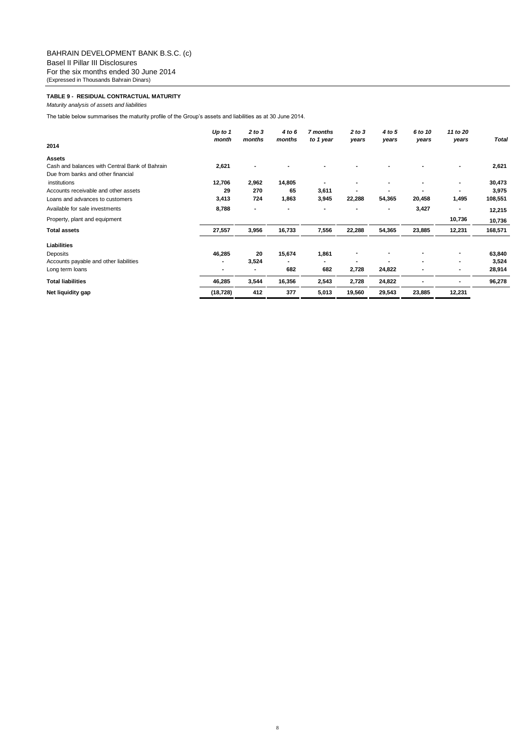BAHRAIN DEVELOPMENT BANK B.S.C. (c)
Basel II Pillar III Disclosures
For the six months ended 30 June 2014
(Expressed in Thousands Bahrain Dinars)

**TABLE 9 - RESIDUAL CONTRACTUAL MATURITY**

*Maturity analysis of assets and liabilities*

The table below summarises the maturity profile of the Group's assets and liabilities as at 30 June 2014.

| 2014 | *Up to 1 month* | *2 to 3 months* | *4 to 6 months* | *7 months to 1 year* | *2 to 3 years* | *4 to 5 years* | *6 to 10 years* | *11 to 20 years* | *Total* |
|---|---|---|---|---|---|---|---|---|---|
| **Assets** | | | | | | | | | |
| Cash and balances with Central Bank of Bahrain | **2,621** | **-** | **-** | **-** | **-** | **-** | **-** | **-** | **2,621** |
| Due from banks and other financial institutions | **12,706** | **2,962** | **14,805** | **-** | **-** | **-** | **-** | **-** | **30,473** |
| Accounts receivable and other assets | **29** | **270** | **65** | **3,611** | **-** | **-** | **-** | **-** | **3,975** |
| Loans and advances to customers | **3,413** | **724** | **1,863** | **3,945** | **22,288** | **54,365** | **20,458** | **1,495** | **108,551** |
| Available for sale investments | **8,788** | **-** | **-** | **-** | **-** | **-** | **3,427** | **-** | **12,215** |
| Property, plant and equipment | | | | | | | | **10,736** | **10,736** |
| **Total assets** | **27,557** | **3,956** | **16,733** | **7,556** | **22,288** | **54,365** | **23,885** | **12,231** | **168,571** |
| **Liabilities** | | | | | | | | | |
| Deposits | **46,285** | **20** | **15,674** | **1,861** | **-** | **-** | **-** | **-** | **63,840** |
| Accounts payable and other liabilities | **-** | **3,524** | **-** | **-** | **-** | **-** | **-** | **-** | **3,524** |
| Long term loans | **-** | **-** | **682** | **682** | **2,728** | **24,822** | **-** | **-** | **28,914** |
| **Total liabilities** | **46,285** | **3,544** | **16,356** | **2,543** | **2,728** | **24,822** | **-** | **-** | **96,278** |
| **Net liquidity gap** | **(18,728)** | **412** | **377** | **5,013** | **19,560** | **29,543** | **23,885** | **12,231** | |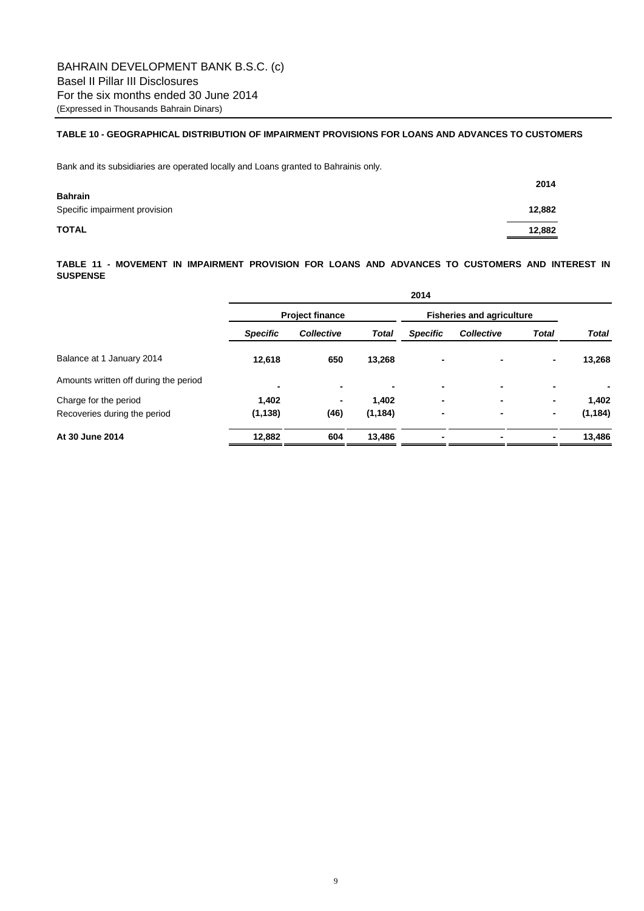# BAHRAIN DEVELOPMENT BANK B.S.C. (c)

Basel II Pillar III Disclosures
For the six months ended 30 June 2014
(Expressed in Thousands Bahrain Dinars)

### TABLE 10 - GEOGRAPHICAL DISTRIBUTION OF IMPAIRMENT PROVISIONS FOR LOANS AND ADVANCES TO CUSTOMERS

Bank and its subsidiaries are operated locally and Loans granted to Bahrainis only.

| | 2014 |
|---|---|
| **Bahrain** | |
| Specific impairment provision | 12,882 |
| **TOTAL** | **12,882** |

### TABLE 11 - MOVEMENT IN IMPAIRMENT PROVISION FOR LOANS AND ADVANCES TO CUSTOMERS AND INTEREST IN SUSPENSE

| | 2014 | | | | | | |
|---|---|---|---|---|---|---|---|
| | Project finance | | | Fisheries and agriculture | | | |
| | *Specific* | *Collective* | *Total* | *Specific* | *Collective* | *Total* | *Total* |
| Balance at 1 January 2014 | 12,618 | 650 | 13,268 | - | - | - | 13,268 |
| Amounts written off during the period | - | - | - | - | - | - | - |
| Charge for the period | 1,402 | - | 1,402 | - | - | - | 1,402 |
| Recoveries during the period | (1,138) | (46) | (1,184) | - | - | - | (1,184) |
| **At 30 June 2014** | **12,882** | **604** | **13,486** | - | - | - | **13,486** |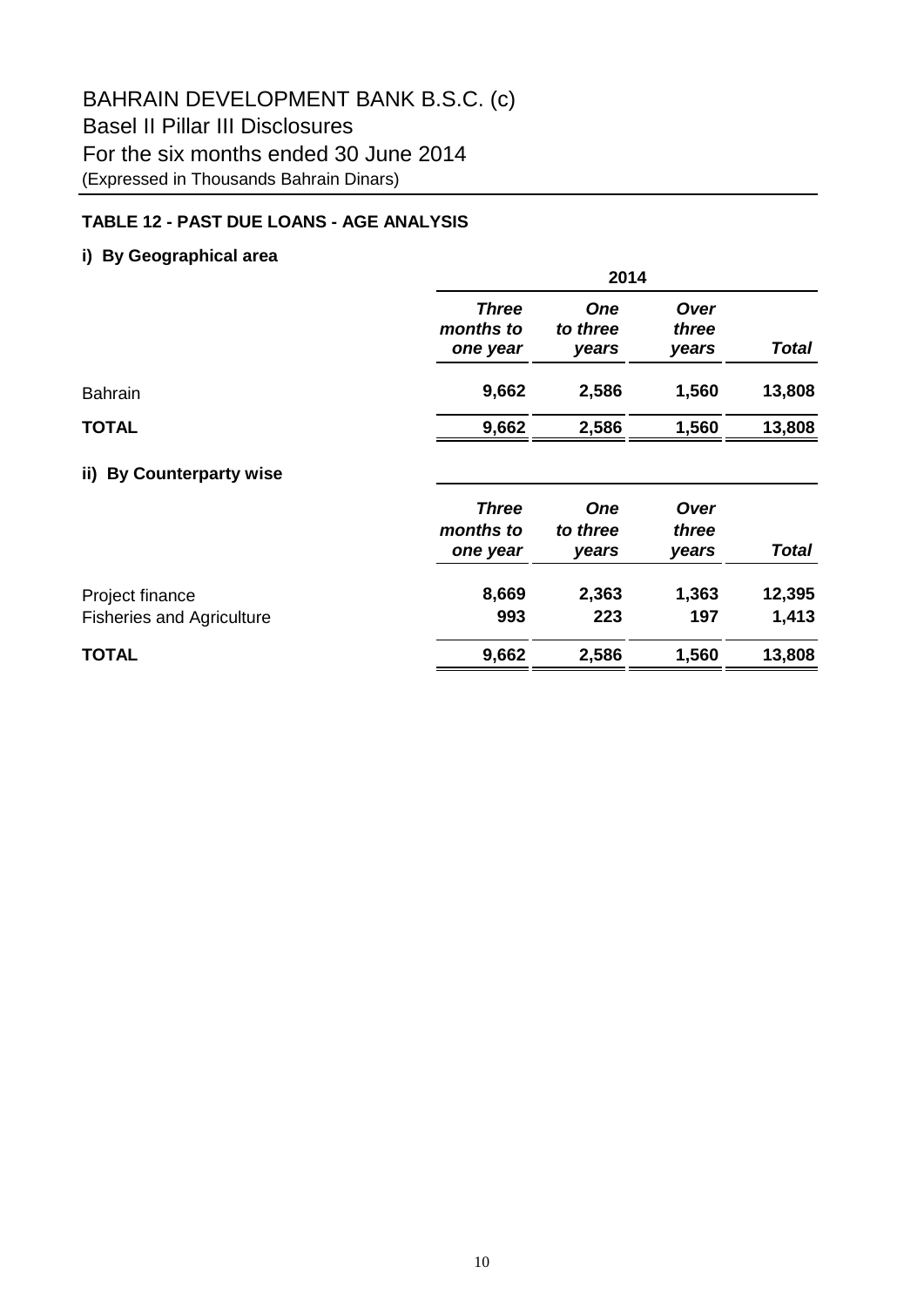# BAHRAIN DEVELOPMENT BANK B.S.C. (c)

## Basel II Pillar III Disclosures

## For the six months ended 30 June 2014

(Expressed in Thousands Bahrain Dinars)

### TABLE 12 - PAST DUE LOANS - AGE ANALYSIS

#### i) By Geographical area

| | 2014 | | | |
|---|---|---|---|---|
| | ***Three months to one year*** | ***One to three years*** | ***Over three years*** | ***Total*** |
| Bahrain | **9,662** | **2,586** | **1,560** | **13,808** |
| **TOTAL** | **9,662** | **2,586** | **1,560** | **13,808** |

#### ii) By Counterparty wise

| | ***Three months to one year*** | ***One to three years*** | ***Over three years*** | ***Total*** |
|---|---|---|---|---|
| Project finance | **8,669** | **2,363** | **1,363** | **12,395** |
| Fisheries and Agriculture | **993** | **223** | **197** | **1,413** |
| **TOTAL** | **9,662** | **2,586** | **1,560** | **13,808** |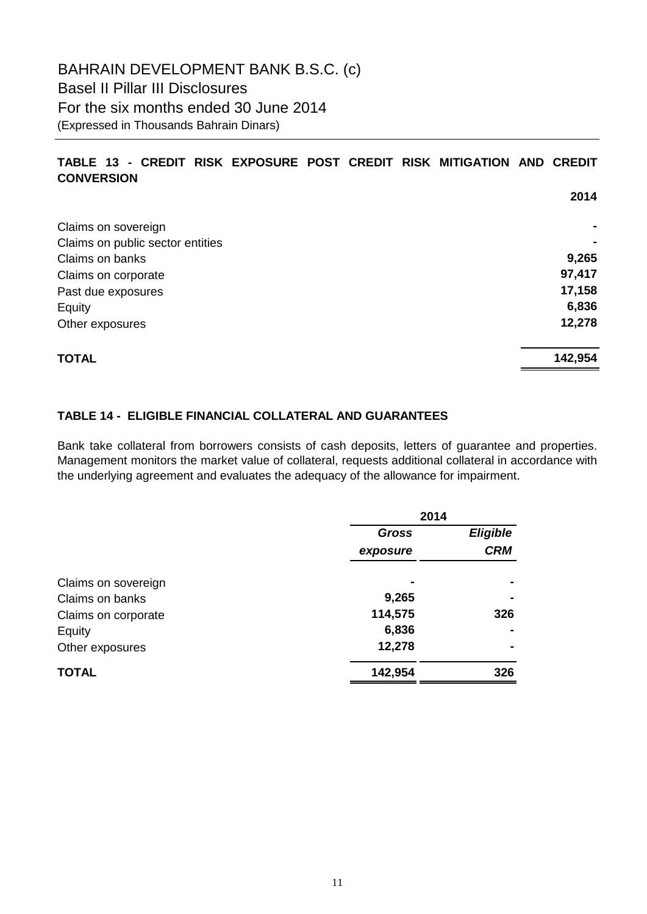# BAHRAIN DEVELOPMENT BANK B.S.C. (c)

Basel II Pillar III Disclosures

For the six months ended 30 June 2014

(Expressed in Thousands Bahrain Dinars)

## TABLE 13 - CREDIT RISK EXPOSURE POST CREDIT RISK MITIGATION AND CREDIT CONVERSION

| | 2014 |
|---|---|
| Claims on sovereign | - |
| Claims on public sector entities | - |
| Claims on banks | 9,265 |
| Claims on corporate | 97,417 |
| Past due exposures | 17,158 |
| Equity | 6,836 |
| Other exposures | 12,278 |
| **TOTAL** | **142,954** |

## TABLE 14 - ELIGIBLE FINANCIAL COLLATERAL AND GUARANTEES

Bank take collateral from borrowers consists of cash deposits, letters of guarantee and properties. Management monitors the market value of collateral, requests additional collateral in accordance with the underlying agreement and evaluates the adequacy of the allowance for impairment.

| | 2014 | |
|---|---|---|
| | ***Gross exposure*** | ***Eligible CRM*** |
| Claims on sovereign | - | - |
| Claims on banks | 9,265 | - |
| Claims on corporate | 114,575 | 326 |
| Equity | 6,836 | - |
| Other exposures | 12,278 | - |
| **TOTAL** | **142,954** | **326** |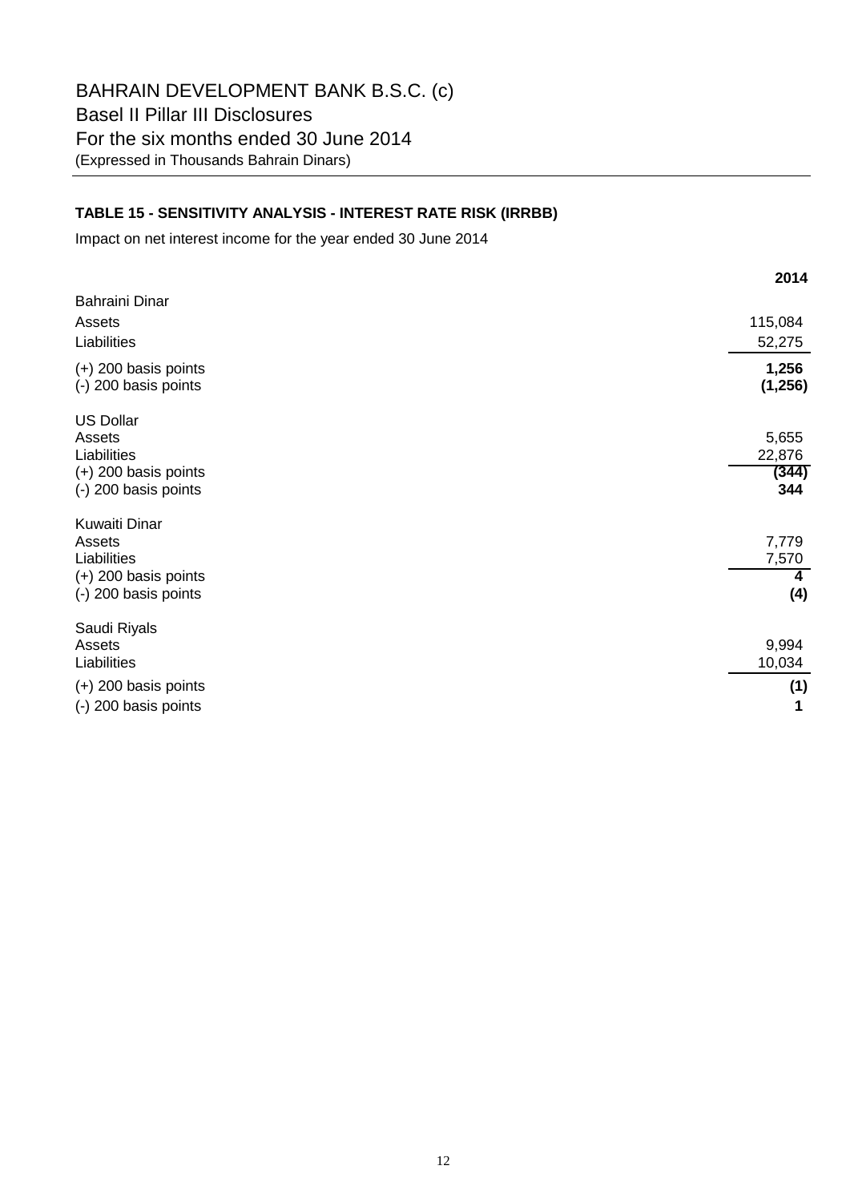# BAHRAIN DEVELOPMENT BANK B.S.C. (c)

## Basel II Pillar III Disclosures

## For the six months ended 30 June 2014

(Expressed in Thousands Bahrain Dinars)

### TABLE 15 - SENSITIVITY ANALYSIS - INTEREST RATE RISK (IRRBB)

Impact on net interest income for the year ended 30 June 2014

| | **2014** |
|---|---|
| Bahraini Dinar | |
| Assets | 115,084 |
| Liabilities | 52,275 |
| (+) 200 basis points | **1,256** |
| (-) 200 basis points | **(1,256)** |
| US Dollar | |
| Assets | 5,655 |
| Liabilities | 22,876 |
| (+) 200 basis points | **(344)** |
| (-) 200 basis points | **344** |
| Kuwaiti Dinar | |
| Assets | 7,779 |
| Liabilities | 7,570 |
| (+) 200 basis points | **4** |
| (-) 200 basis points | **(4)** |
| Saudi Riyals | |
| Assets | 9,994 |
| Liabilities | 10,034 |
| (+) 200 basis points | **(1)** |
| (-) 200 basis points | **1** |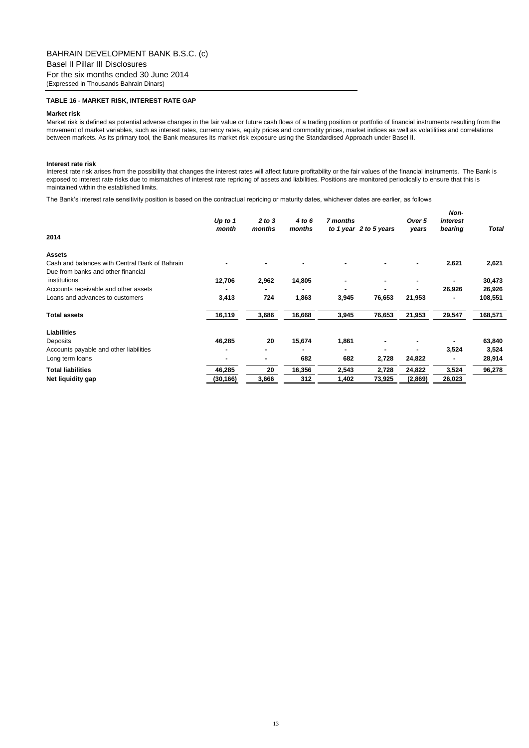BAHRAIN DEVELOPMENT BANK B.S.C. (c)
Basel II Pillar III Disclosures
For the six months ended 30 June 2014
(Expressed in Thousands Bahrain Dinars)

**TABLE 16 - MARKET RISK, INTEREST RATE GAP**

**Market risk**

Market risk is defined as potential adverse changes in the fair value or future cash flows of a trading position or portfolio of financial instruments resulting from the movement of market variables, such as interest rates, currency rates, equity prices and commodity prices, market indices as well as volatilities and correlations between markets. As its primary tool, the Bank measures its market risk exposure using the Standardised Approach under Basel II.

**Interest rate risk**

Interest rate risk arises from the possibility that changes the interest rates will affect future profitability or the fair values of the financial instruments. The Bank is exposed to interest rate risks due to mismatches of interest rate repricing of assets and liabilities. Positions are monitored periodically to ensure that this is maintained within the established limits.

The Bank's interest rate sensitivity position is based on the contractual repricing or maturity dates, whichever dates are earlier, as follows

| 2014 | *Up to 1 month* | *2 to 3 months* | *4 to 6 months* | *7 months to 1 year* | *2 to 5 years* | *Over 5 years* | *Non-interest bearing* | *Total* |
|---|---|---|---|---|---|---|---|---|
| **Assets** | | | | | | | | |
| Cash and balances with Central Bank of Bahrain | - | - | - | - | - | - | 2,621 | 2,621 |
| Due from banks and other financial institutions | 12,706 | 2,962 | 14,805 | - | - | - | - | 30,473 |
| Accounts receivable and other assets | - | - | - | - | - | - | 26,926 | 26,926 |
| Loans and advances to customers | 3,413 | 724 | 1,863 | 3,945 | 76,653 | 21,953 | - | 108,551 |
| **Total assets** | **16,119** | **3,686** | **16,668** | **3,945** | **76,653** | **21,953** | **29,547** | **168,571** |
| **Liabilities** | | | | | | | | |
| Deposits | 46,285 | 20 | 15,674 | 1,861 | - | - | - | 63,840 |
| Accounts payable and other liabilities | - | - | - | - | - | - | 3,524 | 3,524 |
| Long term loans | - | - | 682 | 682 | 2,728 | 24,822 | - | 28,914 |
| **Total liabilities** | **46,285** | **20** | **16,356** | **2,543** | **2,728** | **24,822** | **3,524** | **96,278** |
| **Net liquidity gap** | **(30,166)** | **3,666** | **312** | **1,402** | **73,925** | **(2,869)** | **26,023** | |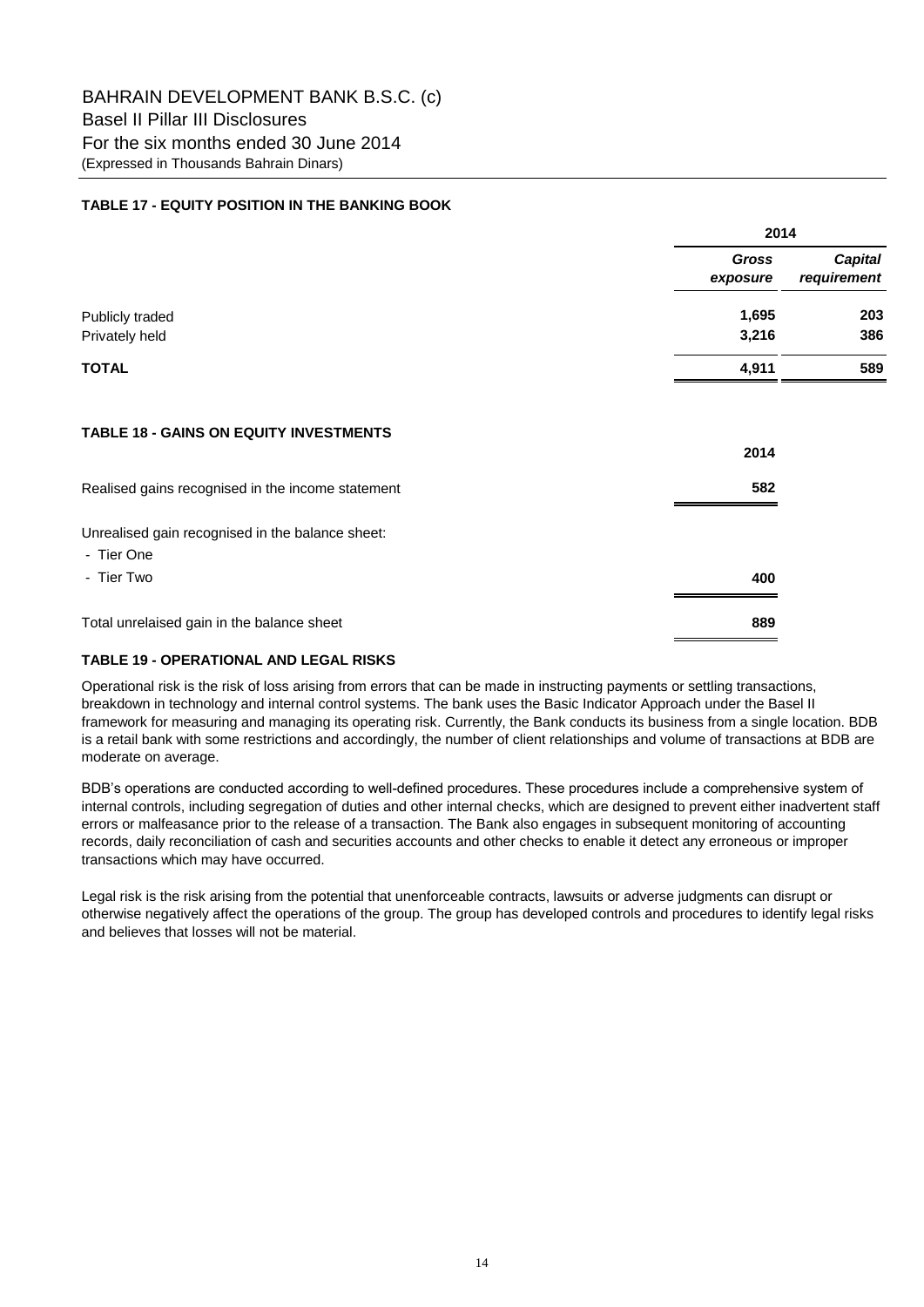# BAHRAIN DEVELOPMENT BANK B.S.C. (c)

Basel II Pillar III Disclosures

For the six months ended 30 June 2014

(Expressed in Thousands Bahrain Dinars)

### TABLE 17 - EQUITY POSITION IN THE BANKING BOOK

| | 2014 | |
|---|---|---|
| | *Gross exposure* | *Capital requirement* |
| Publicly traded | 1,695 | 203 |
| Privately held | 3,216 | 386 |
| **TOTAL** | **4,911** | **589** |

### TABLE 18 - GAINS ON EQUITY INVESTMENTS

| | 2014 |
|---|---|
| Realised gains recognised in the income statement | 582 |
| Unrealised gain recognised in the balance sheet: | |
| - Tier One | |
| - Tier Two | 400 |
| Total unrelaised gain in the balance sheet | 889 |

### TABLE 19 - OPERATIONAL AND LEGAL RISKS

Operational risk is the risk of loss arising from errors that can be made in instructing payments or settling transactions, breakdown in technology and internal control systems. The bank uses the Basic Indicator Approach under the Basel II framework for measuring and managing its operating risk. Currently, the Bank conducts its business from a single location. BDB is a retail bank with some restrictions and accordingly, the number of client relationships and volume of transactions at BDB are moderate on average.

BDB's operations are conducted according to well-defined procedures. These procedures include a comprehensive system of internal controls, including segregation of duties and other internal checks, which are designed to prevent either inadvertent staff errors or malfeasance prior to the release of a transaction. The Bank also engages in subsequent monitoring of accounting records, daily reconciliation of cash and securities accounts and other checks to enable it detect any erroneous or improper transactions which may have occurred.

Legal risk is the risk arising from the potential that unenforceable contracts, lawsuits or adverse judgments can disrupt or otherwise negatively affect the operations of the group. The group has developed controls and procedures to identify legal risks and believes that losses will not be material.